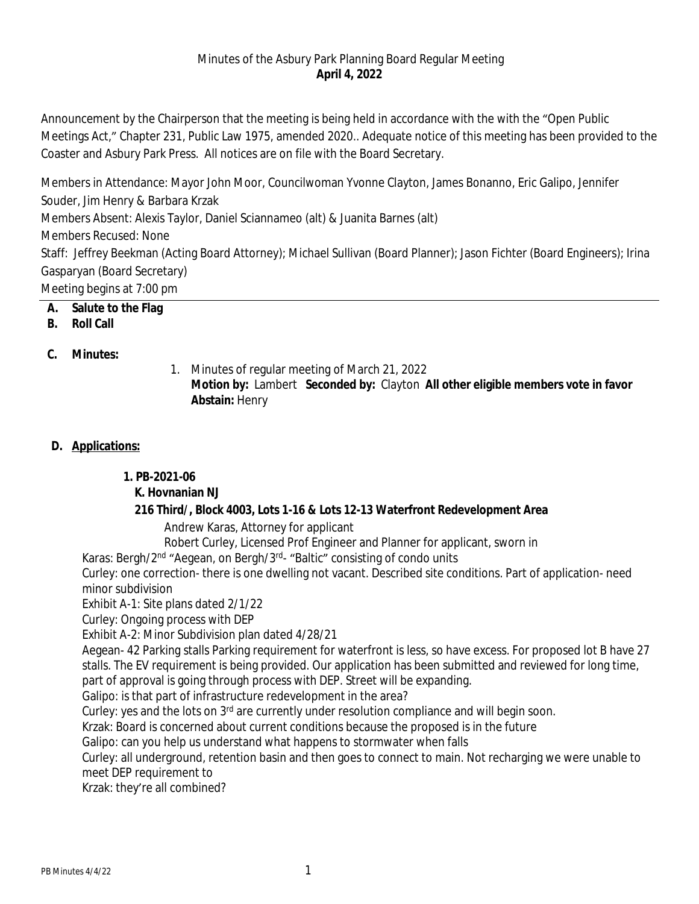Minutes of the Asbury Park Planning Board Regular Meeting
**April 4, 2022**

Announcement by the Chairperson that the meeting is being held in accordance with the with the "Open Public Meetings Act," Chapter 231, Public Law 1975, amended 2020.. Adequate notice of this meeting has been provided to the Coaster and Asbury Park Press. All notices are on file with the Board Secretary.

Members in Attendance: Mayor John Moor, Councilwoman Yvonne Clayton, James Bonanno, Eric Galipo, Jennifer Souder, Jim Henry & Barbara Krzak
Members Absent: Alexis Taylor, Daniel Sciannameo (alt) & Juanita Barnes (alt)
Members Recused: None
Staff: Jeffrey Beekman (Acting Board Attorney); Michael Sullivan (Board Planner); Jason Fichter (Board Engineers); Irina Gasparyan (Board Secretary)
Meeting begins at 7:00 pm

---

**A. Salute to the Flag**

**B. Roll Call**

**C. Minutes:**

1. Minutes of regular meeting of March 21, 2022
   **Motion by:** Lambert **Seconded by:** Clayton **All other eligible members vote in favor**
   **Abstain:** Henry

**D. Applications:**

**1. PB-2021-06**
**K. Hovnanian NJ**
**216 Third/, Block 4003, Lots 1-16 & Lots 12-13 Waterfront Redevelopment Area**

Andrew Karas, Attorney for applicant
Robert Curley, Licensed Prof Engineer and Planner for applicant, sworn in

Karas: Bergh/2nd "Aegean, on Bergh/3rd- "Baltic" consisting of condo units
Curley: one correction- there is one dwelling not vacant. Described site conditions. Part of application- need minor subdivision
Exhibit A-1: Site plans dated 2/1/22
Curley: Ongoing process with DEP
Exhibit A-2: Minor Subdivision plan dated 4/28/21
Aegean- 42 Parking stalls Parking requirement for waterfront is less, so have excess. For proposed lot B have 27 stalls. The EV requirement is being provided. Our application has been submitted and reviewed for long time, part of approval is going through process with DEP. Street will be expanding.
Galipo: is that part of infrastructure redevelopment in the area?
Curley: yes and the lots on 3rd are currently under resolution compliance and will begin soon.
Krzak: Board is concerned about current conditions because the proposed is in the future
Galipo: can you help us understand what happens to stormwater when falls
Curley: all underground, retention basin and then goes to connect to main. Not recharging we were unable to meet DEP requirement to
Krzak: they're all combined?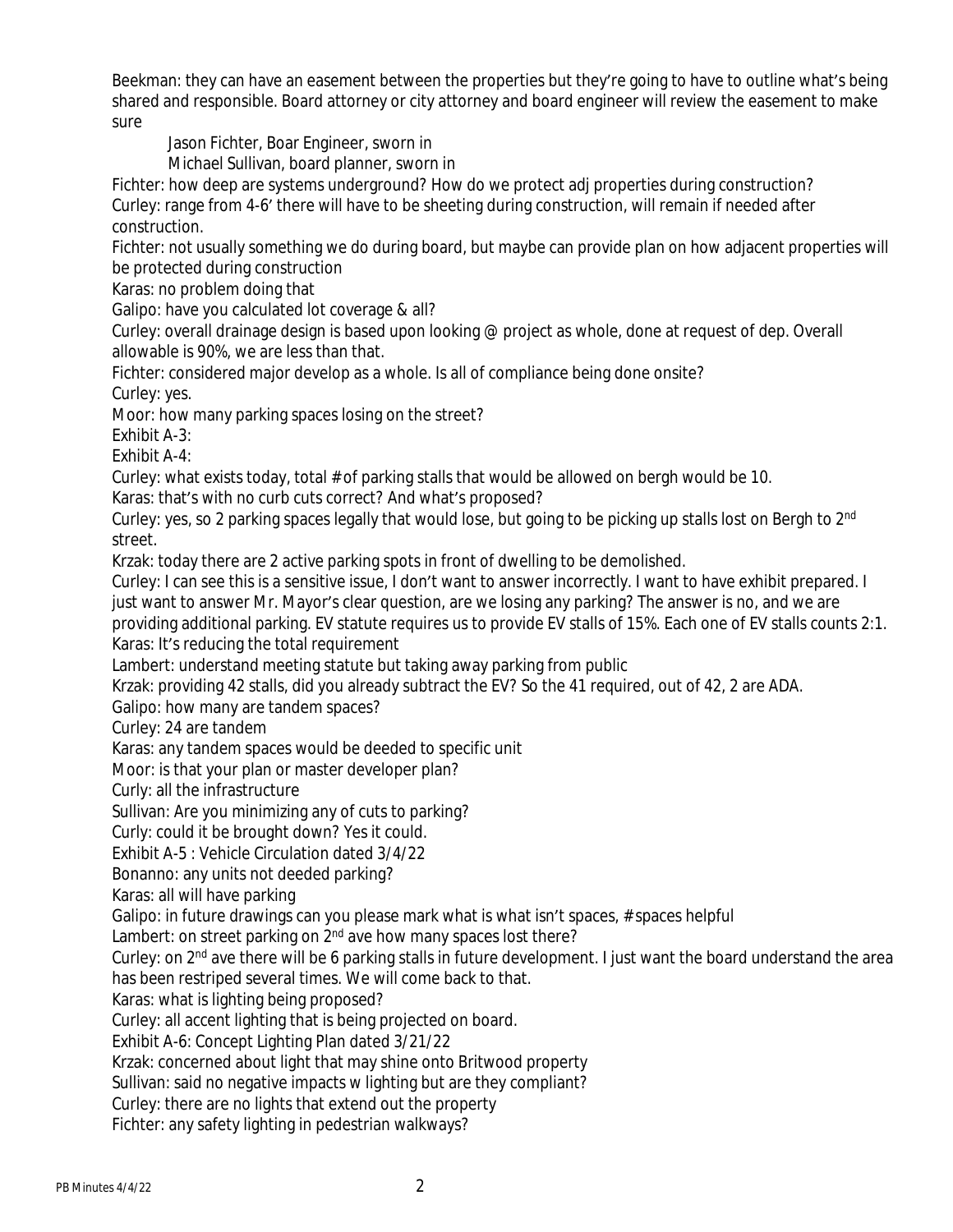Beekman: they can have an easement between the properties but they're going to have to outline what's being shared and responsible. Board attorney or city attorney and board engineer will review the easement to make sure

Jason Fichter, Boar Engineer, sworn in

Michael Sullivan, board planner, sworn in

Fichter: how deep are systems underground? How do we protect adj properties during construction?

Curley: range from 4-6' there will have to be sheeting during construction, will remain if needed after construction.

Fichter: not usually something we do during board, but maybe can provide plan on how adjacent properties will be protected during construction

Karas: no problem doing that

Galipo: have you calculated lot coverage & all?

Curley: overall drainage design is based upon looking @ project as whole, done at request of dep. Overall allowable is 90%, we are less than that.

Fichter: considered major develop as a whole. Is all of compliance being done onsite?

Curley: yes.

Moor: how many parking spaces losing on the street?

Exhibit A-3:

Exhibit A-4:

Curley: what exists today, total # of parking stalls that would be allowed on bergh would be 10.

Karas: that's with no curb cuts correct? And what's proposed?

Curley: yes, so 2 parking spaces legally that would lose, but going to be picking up stalls lost on Bergh to 2nd street.

Krzak: today there are 2 active parking spots in front of dwelling to be demolished.

Curley: I can see this is a sensitive issue, I don't want to answer incorrectly. I want to have exhibit prepared. I just want to answer Mr. Mayor's clear question, are we losing any parking? The answer is no, and we are providing additional parking. EV statute requires us to provide EV stalls of 15%. Each one of EV stalls counts 2:1.

Karas: It's reducing the total requirement

Lambert: understand meeting statute but taking away parking from public

Krzak: providing 42 stalls, did you already subtract the EV? So the 41 required, out of 42, 2 are ADA.

Galipo: how many are tandem spaces?

Curley: 24 are tandem

Karas: any tandem spaces would be deeded to specific unit

Moor: is that your plan or master developer plan?

Curly: all the infrastructure

Sullivan: Are you minimizing any of cuts to parking?

Curly: could it be brought down? Yes it could.

Exhibit A-5 : Vehicle Circulation dated 3/4/22

Bonanno: any units not deeded parking?

Karas: all will have parking

Galipo: in future drawings can you please mark what is what isn't spaces, # spaces helpful

Lambert: on street parking on 2nd ave how many spaces lost there?

Curley: on 2nd ave there will be 6 parking stalls in future development. I just want the board understand the area has been restriped several times. We will come back to that.

Karas: what is lighting being proposed?

Curley: all accent lighting that is being projected on board.

Exhibit A-6: Concept Lighting Plan dated 3/21/22

Krzak: concerned about light that may shine onto Britwood property

Sullivan: said no negative impacts w lighting but are they compliant?

Curley: there are no lights that extend out the property

Fichter: any safety lighting in pedestrian walkways?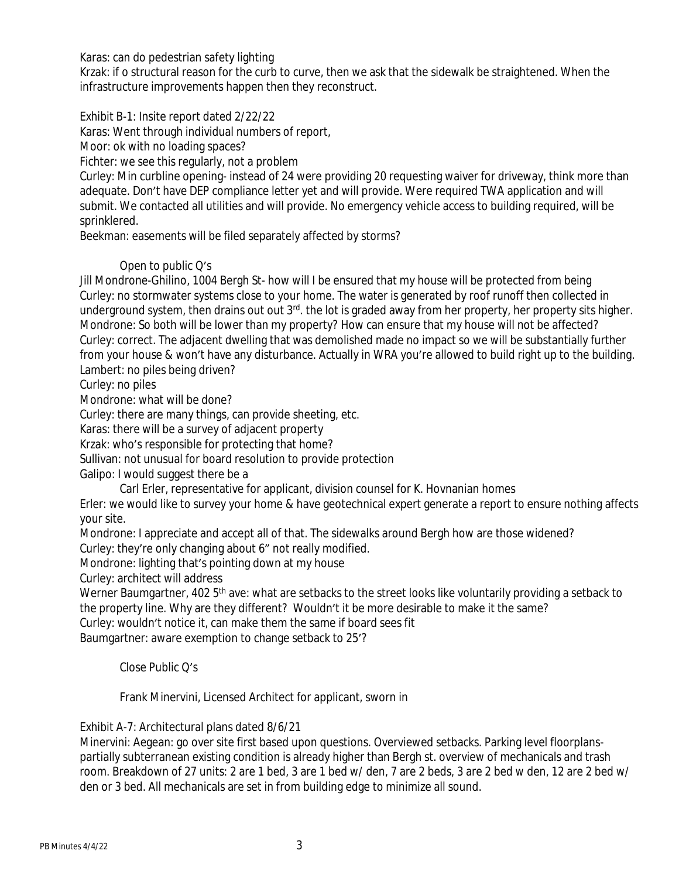Karas: can do pedestrian safety lighting

Krzak: if o structural reason for the curb to curve, then we ask that the sidewalk be straightened. When the infrastructure improvements happen then they reconstruct.

Exhibit B-1: Insite report dated 2/22/22

Karas: Went through individual numbers of report,

Moor: ok with no loading spaces?

Fichter: we see this regularly, not a problem

Curley: Min curbline opening- instead of 24 were providing 20 requesting waiver for driveway, think more than adequate. Don't have DEP compliance letter yet and will provide. Were required TWA application and will submit. We contacted all utilities and will provide. No emergency vehicle access to building required, will be sprinklered.

Beekman: easements will be filed separately affected by storms?

Open to public Q's

Jill Mondrone-Ghilino, 1004 Bergh St- how will I be ensured that my house will be protected from being

Curley: no stormwater systems close to your home. The water is generated by roof runoff then collected in underground system, then drains out out 3rd. the lot is graded away from her property, her property sits higher.

Mondrone: So both will be lower than my property? How can ensure that my house will not be affected?

Curley: correct. The adjacent dwelling that was demolished made no impact so we will be substantially further from your house & won't have any disturbance. Actually in WRA you're allowed to build right up to the building.

Lambert: no piles being driven?

Curley: no piles

Mondrone: what will be done?

Curley: there are many things, can provide sheeting, etc.

Karas: there will be a survey of adjacent property

Krzak: who's responsible for protecting that home?

Sullivan: not unusual for board resolution to provide protection

Galipo: I would suggest there be a

Carl Erler, representative for applicant, division counsel for K. Hovnanian homes

Erler: we would like to survey your home & have geotechnical expert generate a report to ensure nothing affects your site.

Mondrone: I appreciate and accept all of that. The sidewalks around Bergh how are those widened?

Curley: they're only changing about 6" not really modified.

Mondrone: lighting that's pointing down at my house

Curley: architect will address

Werner Baumgartner, 402 5th ave: what are setbacks to the street looks like voluntarily providing a setback to the property line. Why are they different? Wouldn't it be more desirable to make it the same?

Curley: wouldn't notice it, can make them the same if board sees fit

Baumgartner: aware exemption to change setback to 25'?

Close Public Q's

Frank Minervini, Licensed Architect for applicant, sworn in

Exhibit A-7: Architectural plans dated 8/6/21

Minervini: Aegean: go over site first based upon questions. Overviewed setbacks. Parking level floorplans- partially subterranean existing condition is already higher than Bergh st. overview of mechanicals and trash room. Breakdown of 27 units: 2 are 1 bed, 3 are 1 bed w/ den, 7 are 2 beds, 3 are 2 bed w den, 12 are 2 bed w/ den or 3 bed. All mechanicals are set in from building edge to minimize all sound.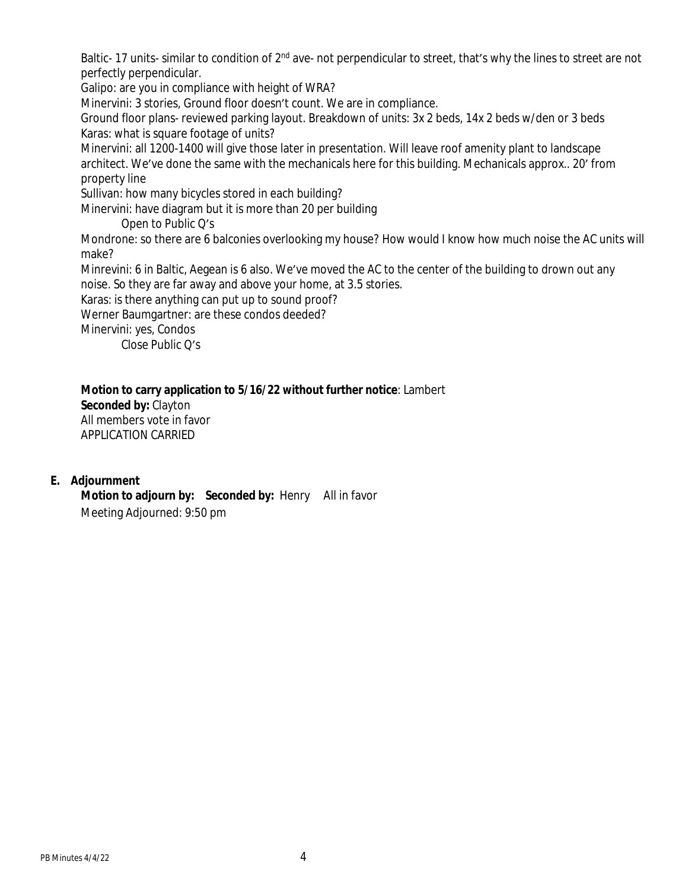Baltic- 17 units- similar to condition of 2nd ave- not perpendicular to street, that's why the lines to street are not perfectly perpendicular.

Galipo: are you in compliance with height of WRA?

Minervini: 3 stories, Ground floor doesn't count. We are in compliance.

Ground floor plans- reviewed parking layout. Breakdown of units: 3x 2 beds, 14x 2 beds w/den or 3 beds

Karas: what is square footage of units?

Minervini: all 1200-1400 will give those later in presentation. Will leave roof amenity plant to landscape architect. We've done the same with the mechanicals here for this building. Mechanicals approx.. 20' from property line

Sullivan: how many bicycles stored in each building?

Minervini: have diagram but it is more than 20 per building

Open to Public Q's

Mondrone: so there are 6 balconies overlooking my house? How would I know how much noise the AC units will make?

Minrevini: 6 in Baltic, Aegean is 6 also. We've moved the AC to the center of the building to drown out any noise. So they are far away and above your home, at 3.5 stories.

Karas: is there anything can put up to sound proof?

Werner Baumgartner: are these condos deeded?

Minervini: yes, Condos

Close Public Q's

**Motion to carry application to 5/16/22 without further notice**: Lambert
**Seconded by:** Clayton
All members vote in favor
APPLICATION CARRIED

**E. Adjournment**

**Motion to adjourn by: Seconded by:** Henry All in favor
Meeting Adjourned: 9:50 pm